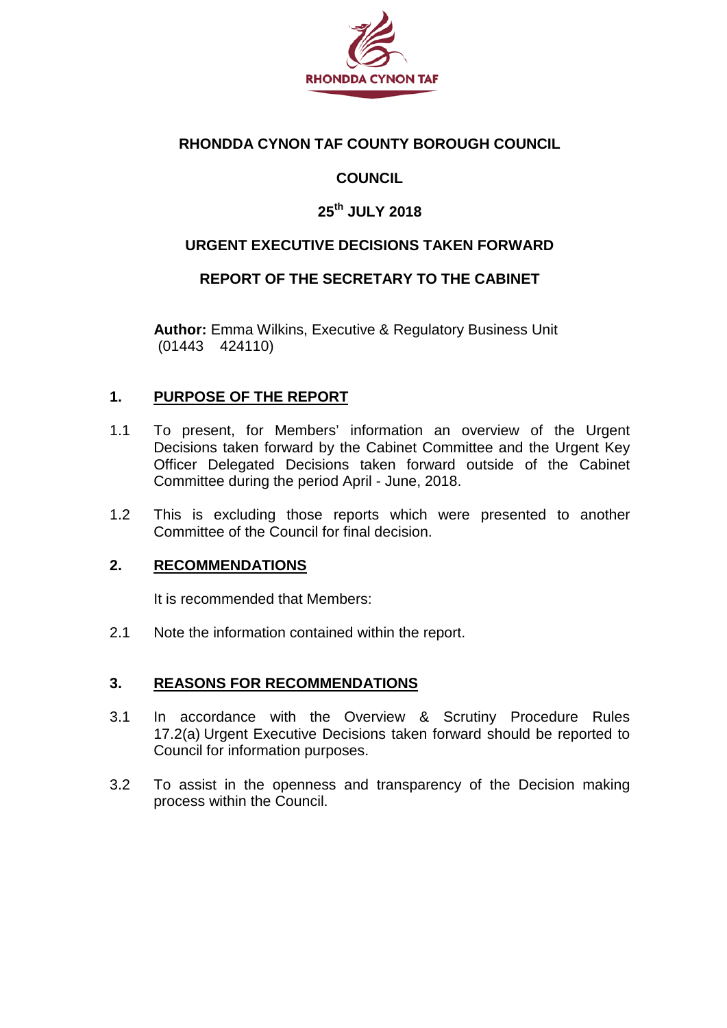**RHONDDA CYNON TAF COUNTY BOROUGH COUNCIL**

**COUNCIL**

**25th JULY 2018**

**URGENT EXECUTIVE DECISIONS TAKEN FORWARD**

**REPORT OF THE SECRETARY TO THE CABINET**

**Author:** Emma Wilkins, Executive & Regulatory Business Unit (01443 424110)

## 1. PURPOSE OF THE REPORT

1.1 To present, for Members' information an overview of the Urgent Decisions taken forward by the Cabinet Committee and the Urgent Key Officer Delegated Decisions taken forward outside of the Cabinet Committee during the period April - June, 2018.

1.2 This is excluding those reports which were presented to another Committee of the Council for final decision.

## 2. RECOMMENDATIONS

It is recommended that Members:

2.1 Note the information contained within the report.

## 3. REASONS FOR RECOMMENDATIONS

3.1 In accordance with the Overview & Scrutiny Procedure Rules 17.2(a) Urgent Executive Decisions taken forward should be reported to Council for information purposes.

3.2 To assist in the openness and transparency of the Decision making process within the Council.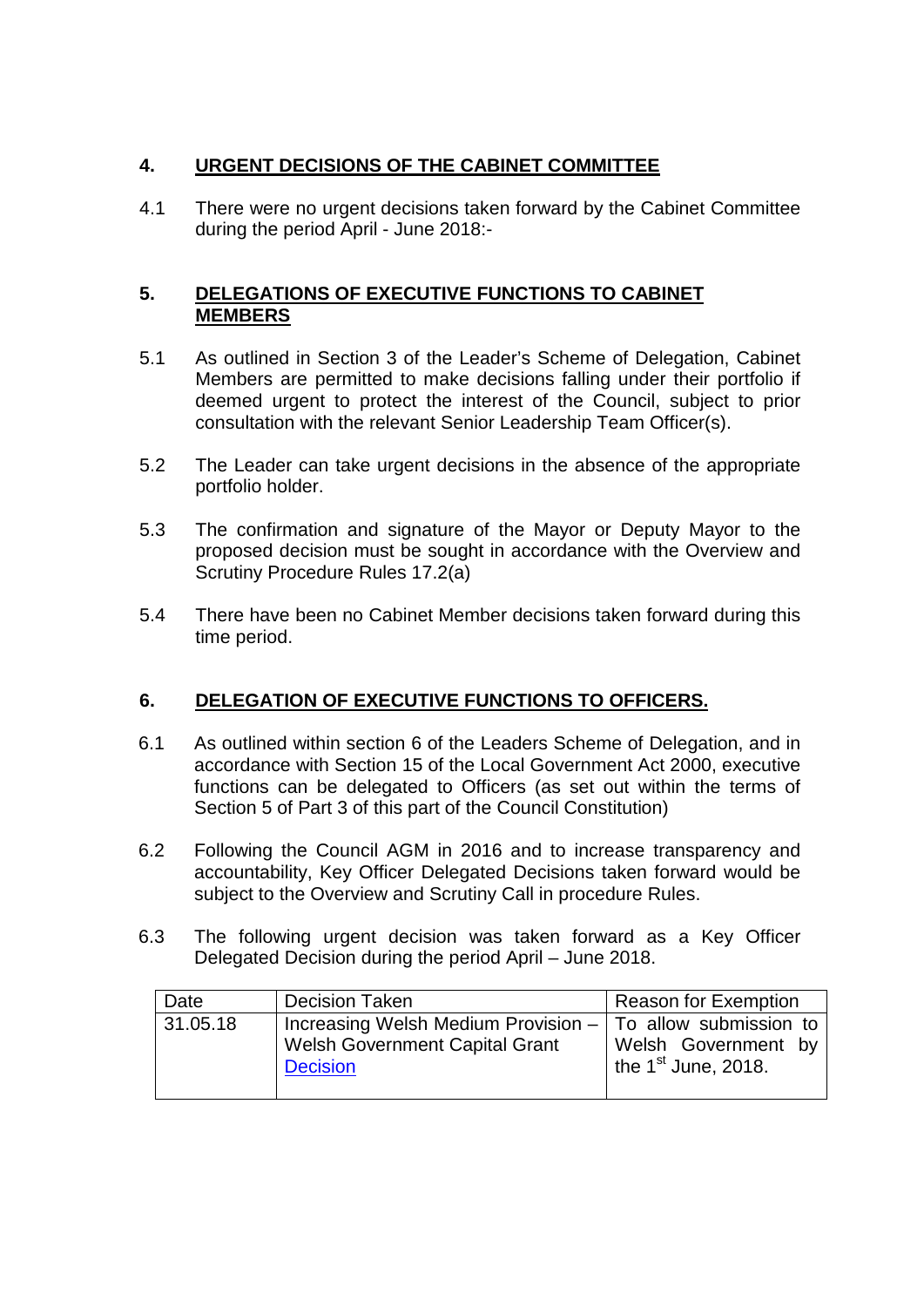## 4. URGENT DECISIONS OF THE CABINET COMMITTEE

4.1 There were no urgent decisions taken forward by the Cabinet Committee during the period April - June 2018:-

## 5. DELEGATIONS OF EXECUTIVE FUNCTIONS TO CABINET MEMBERS

5.1 As outlined in Section 3 of the Leader's Scheme of Delegation, Cabinet Members are permitted to make decisions falling under their portfolio if deemed urgent to protect the interest of the Council, subject to prior consultation with the relevant Senior Leadership Team Officer(s).

5.2 The Leader can take urgent decisions in the absence of the appropriate portfolio holder.

5.3 The confirmation and signature of the Mayor or Deputy Mayor to the proposed decision must be sought in accordance with the Overview and Scrutiny Procedure Rules 17.2(a)

5.4 There have been no Cabinet Member decisions taken forward during this time period.

## 6. DELEGATION OF EXECUTIVE FUNCTIONS TO OFFICERS.

6.1 As outlined within section 6 of the Leaders Scheme of Delegation, and in accordance with Section 15 of the Local Government Act 2000, executive functions can be delegated to Officers (as set out within the terms of Section 5 of Part 3 of this part of the Council Constitution)

6.2 Following the Council AGM in 2016 and to increase transparency and accountability, Key Officer Delegated Decisions taken forward would be subject to the Overview and Scrutiny Call in procedure Rules.

6.3 The following urgent decision was taken forward as a Key Officer Delegated Decision during the period April – June 2018.

| Date | Decision Taken | Reason for Exemption |
|---|---|---|
| 31.05.18 | Increasing Welsh Medium Provision – Welsh Government Capital Grant Decision | To allow submission to Welsh Government by the 1st June, 2018. |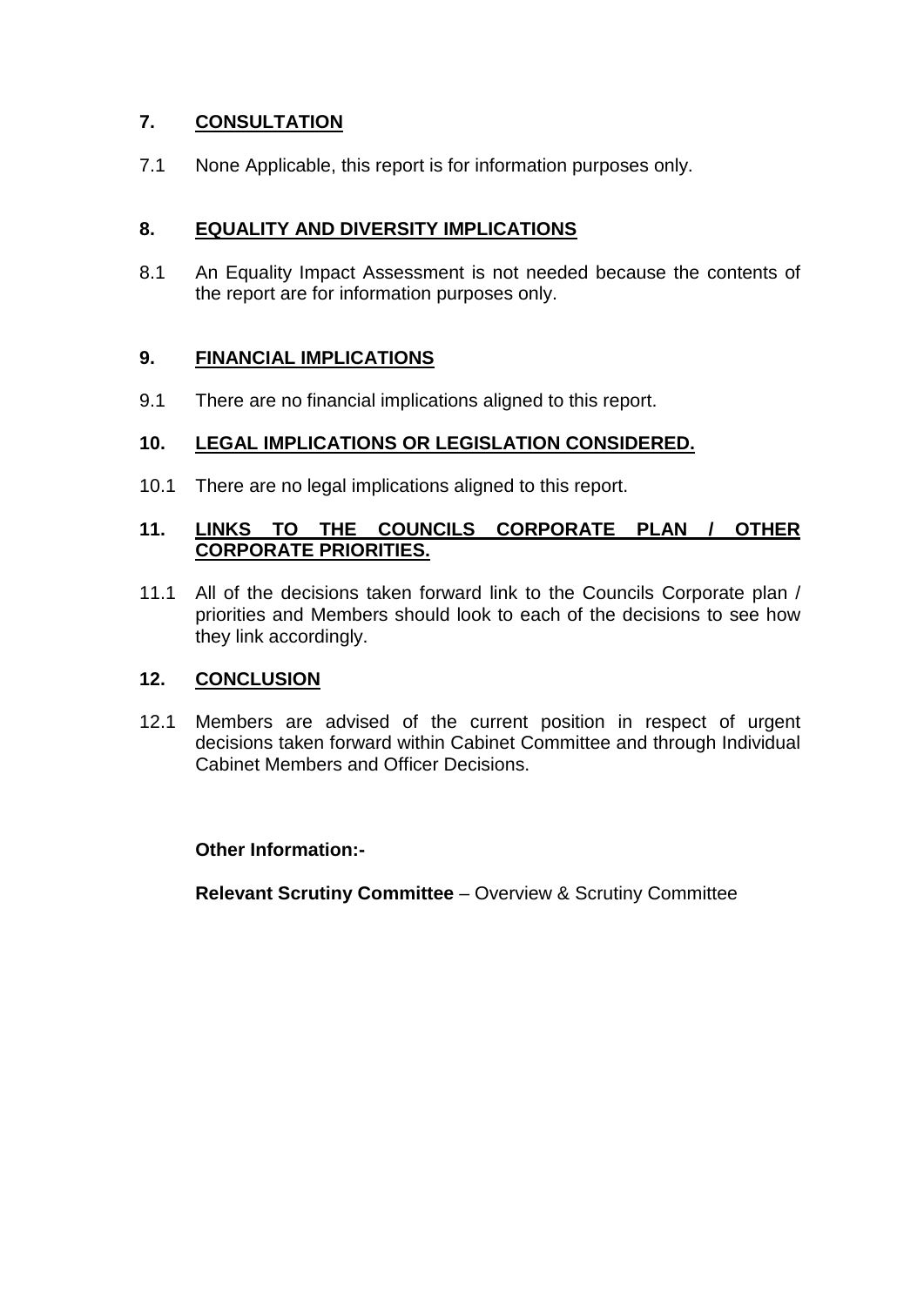## 7. CONSULTATION

7.1 None Applicable, this report is for information purposes only.

## 8. EQUALITY AND DIVERSITY IMPLICATIONS

8.1 An Equality Impact Assessment is not needed because the contents of the report are for information purposes only.

## 9. FINANCIAL IMPLICATIONS

9.1 There are no financial implications aligned to this report.

## 10. LEGAL IMPLICATIONS OR LEGISLATION CONSIDERED.

10.1 There are no legal implications aligned to this report.

## 11. LINKS TO THE COUNCILS CORPORATE PLAN / OTHER CORPORATE PRIORITIES.

11.1 All of the decisions taken forward link to the Councils Corporate plan / priorities and Members should look to each of the decisions to see how they link accordingly.

## 12. CONCLUSION

12.1 Members are advised of the current position in respect of urgent decisions taken forward within Cabinet Committee and through Individual Cabinet Members and Officer Decisions.

**Other Information:-**

**Relevant Scrutiny Committee** – Overview & Scrutiny Committee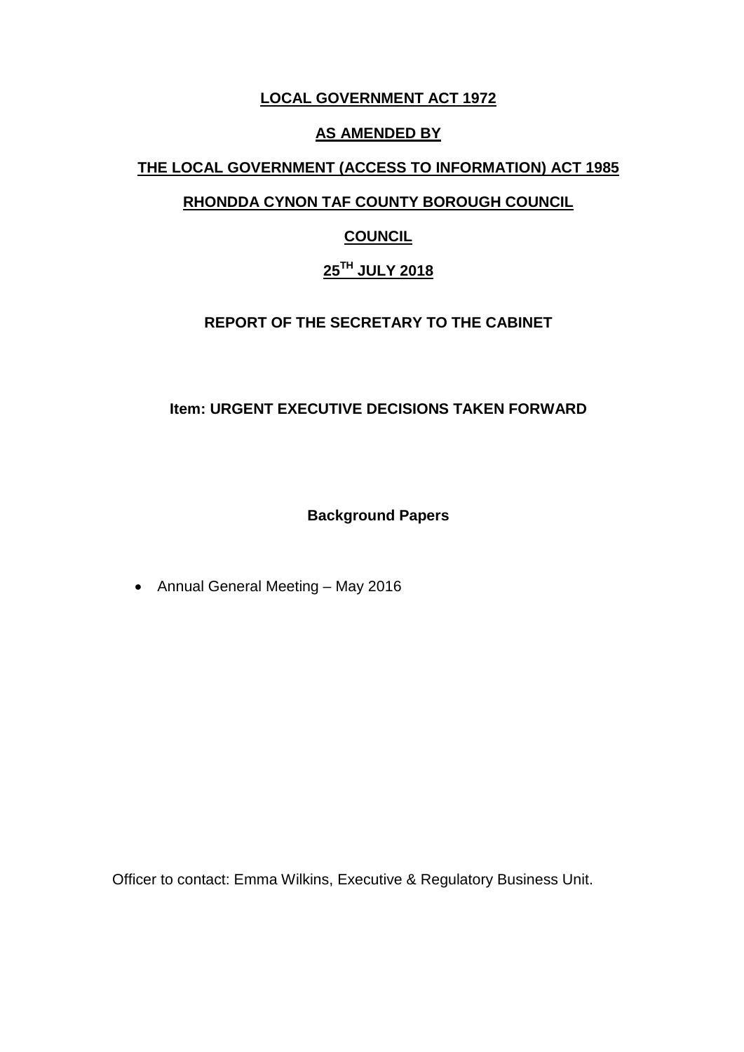**LOCAL GOVERNMENT ACT 1972**

**AS AMENDED BY**

**THE LOCAL GOVERNMENT (ACCESS TO INFORMATION) ACT 1985**

**RHONDDA CYNON TAF COUNTY BOROUGH COUNCIL**

**COUNCIL**

**25TH JULY 2018**

**REPORT OF THE SECRETARY TO THE CABINET**

**Item: URGENT EXECUTIVE DECISIONS TAKEN FORWARD**

**Background Papers**

- Annual General Meeting – May 2016

Officer to contact: Emma Wilkins, Executive & Regulatory Business Unit.